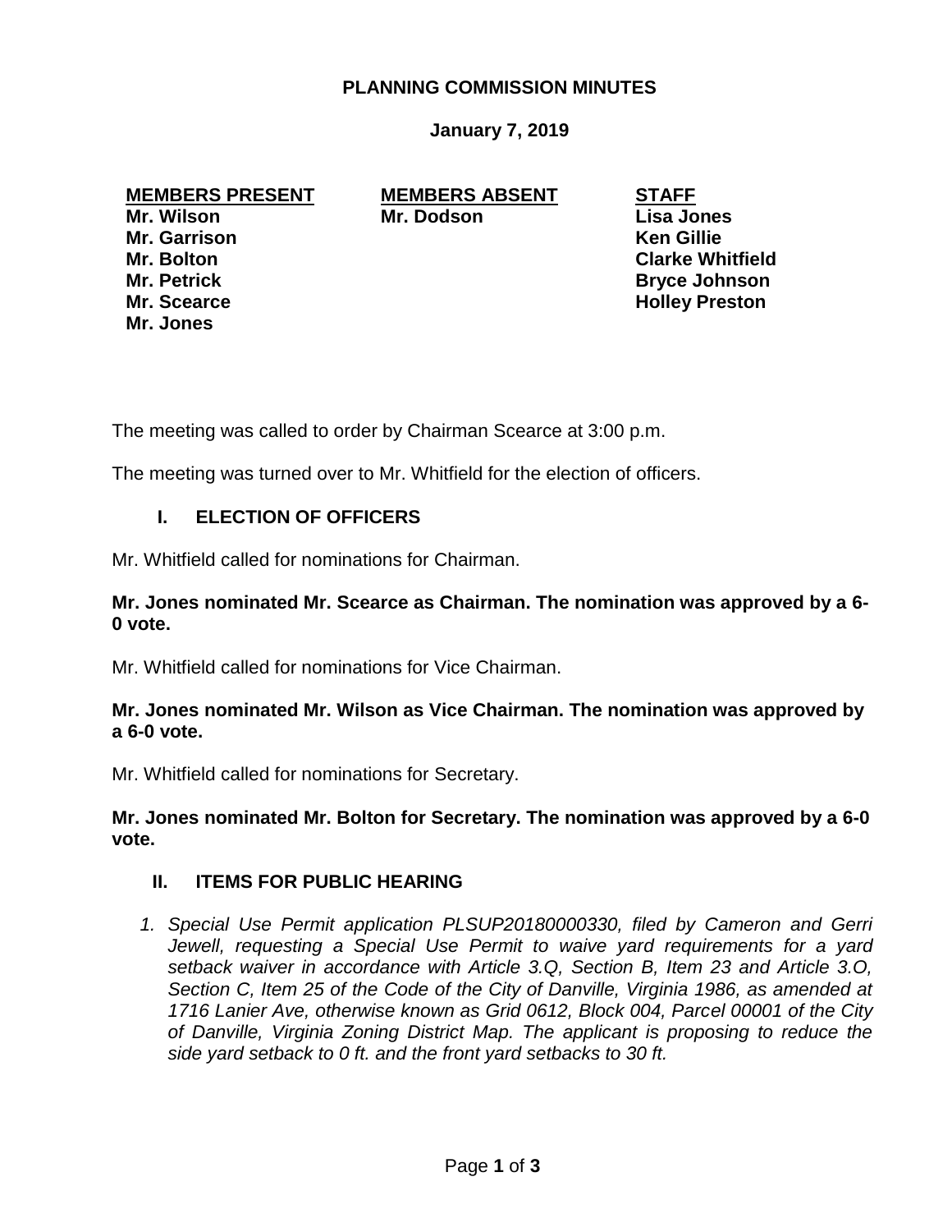# PLANNING COMMISSION MINUTES

**January 7, 2019**

| MEMBERS PRESENT | MEMBERS ABSENT | STAFF |
|---|---|---|
| Mr. Wilson | Mr. Dodson | Lisa Jones |
| Mr. Garrison | | Ken Gillie |
| Mr. Bolton | | Clarke Whitfield |
| Mr. Petrick | | Bryce Johnson |
| Mr. Scearce | | Holley Preston |
| Mr. Jones | | |

The meeting was called to order by Chairman Scearce at 3:00 p.m.

The meeting was turned over to Mr. Whitfield for the election of officers.

## I. ELECTION OF OFFICERS

Mr. Whitfield called for nominations for Chairman.

**Mr. Jones nominated Mr. Scearce as Chairman. The nomination was approved by a 6-0 vote.**

Mr. Whitfield called for nominations for Vice Chairman.

**Mr. Jones nominated Mr. Wilson as Vice Chairman. The nomination was approved by a 6-0 vote.**

Mr. Whitfield called for nominations for Secretary.

**Mr. Jones nominated Mr. Bolton for Secretary. The nomination was approved by a 6-0 vote.**

## II. ITEMS FOR PUBLIC HEARING

1. *Special Use Permit application PLSUP20180000330, filed by Cameron and Gerri Jewell, requesting a Special Use Permit to waive yard requirements for a yard setback waiver in accordance with Article 3.Q, Section B, Item 23 and Article 3.O, Section C, Item 25 of the Code of the City of Danville, Virginia 1986, as amended at 1716 Lanier Ave, otherwise known as Grid 0612, Block 004, Parcel 00001 of the City of Danville, Virginia Zoning District Map. The applicant is proposing to reduce the side yard setback to 0 ft. and the front yard setbacks to 30 ft.*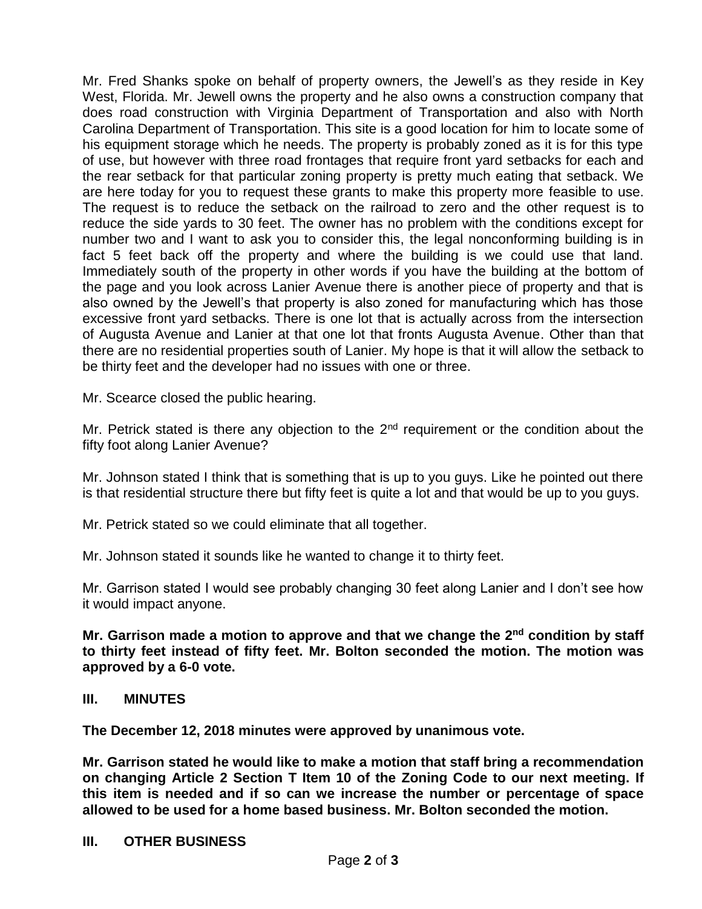Mr. Fred Shanks spoke on behalf of property owners, the Jewell's as they reside in Key West, Florida. Mr. Jewell owns the property and he also owns a construction company that does road construction with Virginia Department of Transportation and also with North Carolina Department of Transportation. This site is a good location for him to locate some of his equipment storage which he needs. The property is probably zoned as it is for this type of use, but however with three road frontages that require front yard setbacks for each and the rear setback for that particular zoning property is pretty much eating that setback. We are here today for you to request these grants to make this property more feasible to use. The request is to reduce the setback on the railroad to zero and the other request is to reduce the side yards to 30 feet. The owner has no problem with the conditions except for number two and I want to ask you to consider this, the legal nonconforming building is in fact 5 feet back off the property and where the building is we could use that land. Immediately south of the property in other words if you have the building at the bottom of the page and you look across Lanier Avenue there is another piece of property and that is also owned by the Jewell's that property is also zoned for manufacturing which has those excessive front yard setbacks. There is one lot that is actually across from the intersection of Augusta Avenue and Lanier at that one lot that fronts Augusta Avenue. Other than that there are no residential properties south of Lanier. My hope is that it will allow the setback to be thirty feet and the developer had no issues with one or three.

Mr. Scearce closed the public hearing.

Mr. Petrick stated is there any objection to the 2nd requirement or the condition about the fifty foot along Lanier Avenue?

Mr. Johnson stated I think that is something that is up to you guys. Like he pointed out there is that residential structure there but fifty feet is quite a lot and that would be up to you guys.

Mr. Petrick stated so we could eliminate that all together.

Mr. Johnson stated it sounds like he wanted to change it to thirty feet.

Mr. Garrison stated I would see probably changing 30 feet along Lanier and I don't see how it would impact anyone.

**Mr. Garrison made a motion to approve and that we change the 2nd condition by staff to thirty feet instead of fifty feet. Mr. Bolton seconded the motion. The motion was approved by a 6-0 vote.**

## III. MINUTES

**The December 12, 2018 minutes were approved by unanimous vote.**

**Mr. Garrison stated he would like to make a motion that staff bring a recommendation on changing Article 2 Section T Item 10 of the Zoning Code to our next meeting. If this item is needed and if so can we increase the number or percentage of space allowed to be used for a home based business. Mr. Bolton seconded the motion.**

## III. OTHER BUSINESS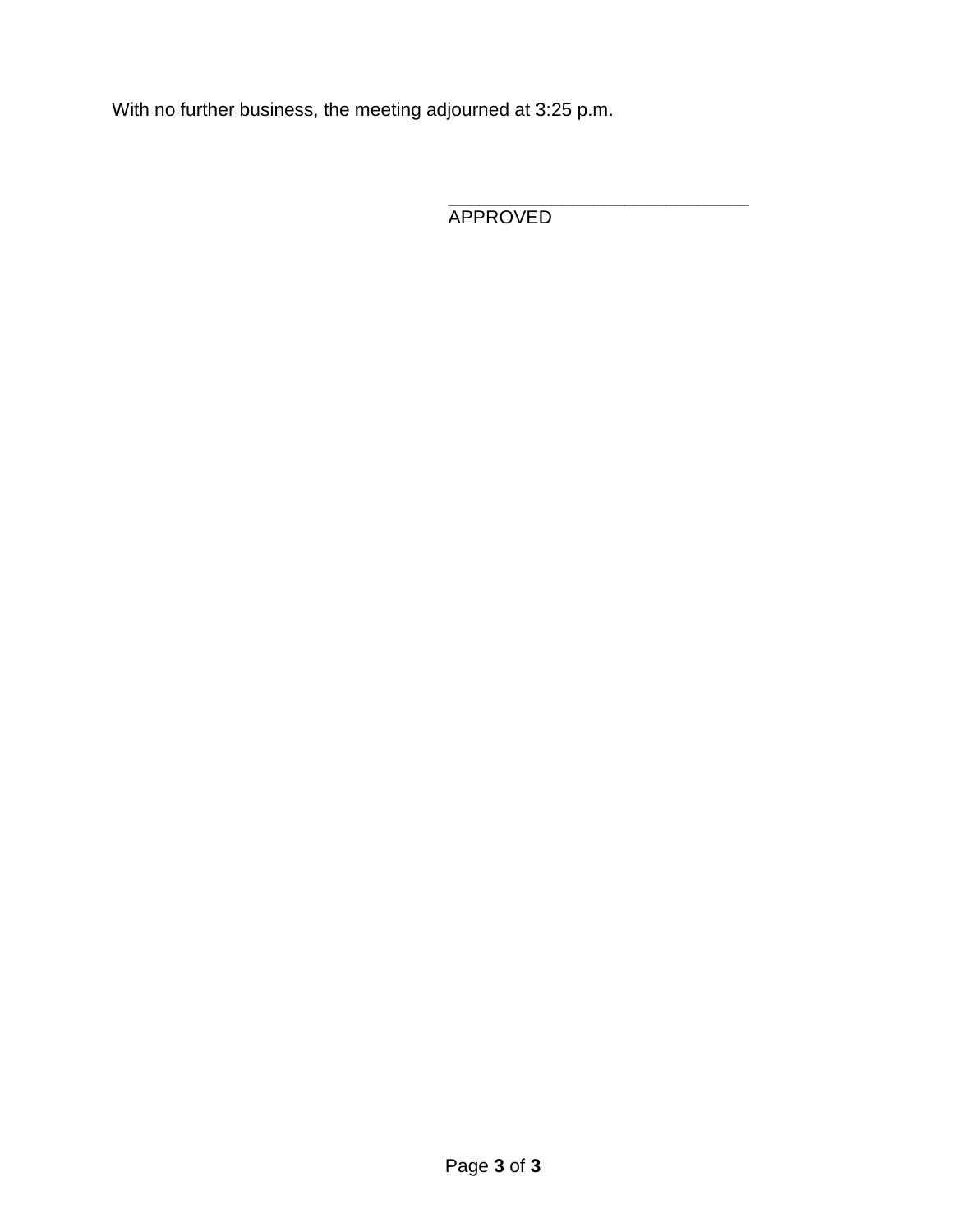With no further business, the meeting adjourned at 3:25 p.m.

______________________________
APPROVED